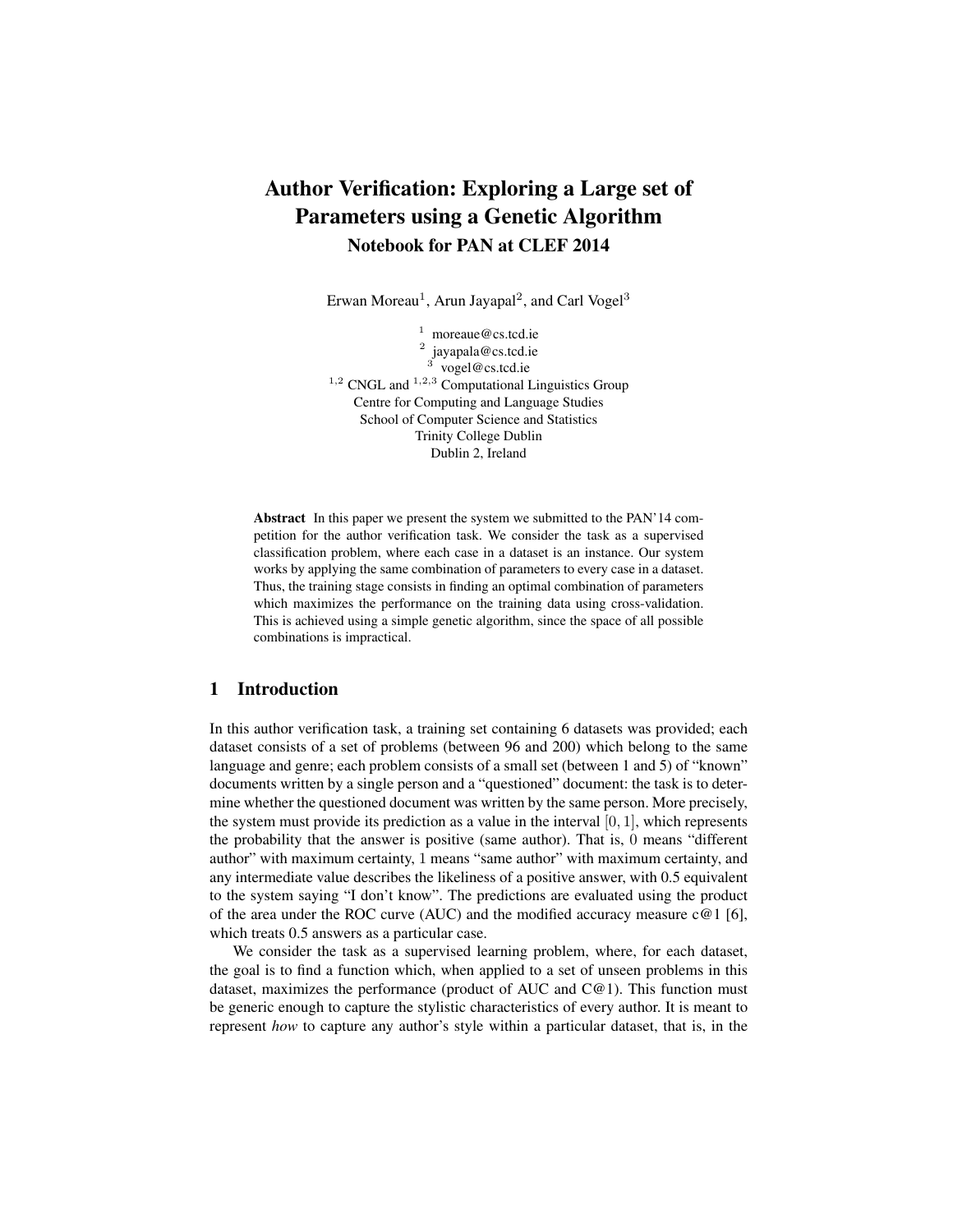# Author Verification: Exploring a Large set of Parameters using a Genetic Algorithm

## Notebook for PAN at CLEF 2014

Erwan Moreau[1], Arun Jayapal[2], and Carl Vogel[3]

[1] moreaue@cs.tcd.ie
[2] jayapala@cs.tcd.ie
[3] vogel@cs.tcd.ie
[1,2] CNGL and [1,2,3] Computational Linguistics Group
Centre for Computing and Language Studies
School of Computer Science and Statistics
Trinity College Dublin
Dublin 2, Ireland

**Abstract** In this paper we present the system we submitted to the PAN'14 competition for the author verification task. We consider the task as a supervised classification problem, where each case in a dataset is an instance. Our system works by applying the same combination of parameters to every case in a dataset. Thus, the training stage consists in finding an optimal combination of parameters which maximizes the performance on the training data using cross-validation. This is achieved using a simple genetic algorithm, since the space of all possible combinations is impractical.

## 1 Introduction

In this author verification task, a training set containing 6 datasets was provided; each dataset consists of a set of problems (between 96 and 200) which belong to the same language and genre; each problem consists of a small set (between 1 and 5) of "known" documents written by a single person and a "questioned" document: the task is to determine whether the questioned document was written by the same person. More precisely, the system must provide its prediction as a value in the interval $[0, 1]$, which represents the probability that the answer is positive (same author). That is, $0$ means "different author" with maximum certainty, $1$ means "same author" with maximum certainty, and any intermediate value describes the likeliness of a positive answer, with 0.5 equivalent to the system saying "I don't know". The predictions are evaluated using the product of the area under the ROC curve (AUC) and the modified accuracy measure c@1 [6], which treats 0.5 answers as a particular case.

We consider the task as a supervised learning problem, where, for each dataset, the goal is to find a function which, when applied to a set of unseen problems in this dataset, maximizes the performance (product of AUC and C@1). This function must be generic enough to capture the stylistic characteristics of every author. It is meant to represent *how* to capture any author's style within a particular dataset, that is, in the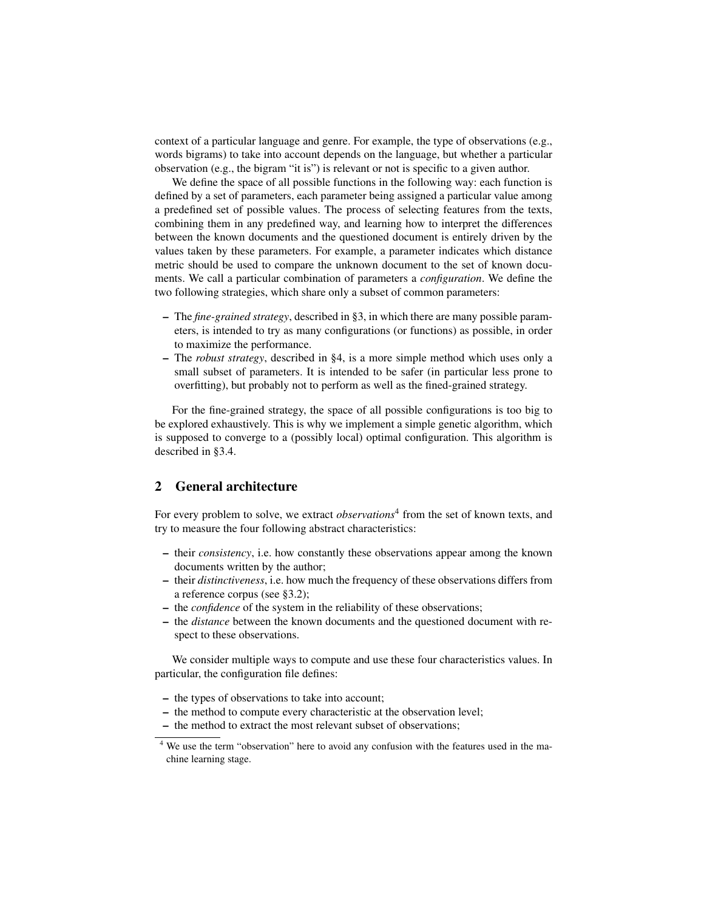context of a particular language and genre. For example, the type of observations (e.g., words bigrams) to take into account depends on the language, but whether a particular observation (e.g., the bigram "it is") is relevant or not is specific to a given author.

We define the space of all possible functions in the following way: each function is defined by a set of parameters, each parameter being assigned a particular value among a predefined set of possible values. The process of selecting features from the texts, combining them in any predefined way, and learning how to interpret the differences between the known documents and the questioned document is entirely driven by the values taken by these parameters. For example, a parameter indicates which distance metric should be used to compare the unknown document to the set of known documents. We call a particular combination of parameters a *configuration*. We define the two following strategies, which share only a subset of common parameters:

- The *fine-grained strategy*, described in §3, in which there are many possible parameters, is intended to try as many configurations (or functions) as possible, in order to maximize the performance.
- The *robust strategy*, described in §4, is a more simple method which uses only a small subset of parameters. It is intended to be safer (in particular less prone to overfitting), but probably not to perform as well as the fined-grained strategy.

For the fine-grained strategy, the space of all possible configurations is too big to be explored exhaustively. This is why we implement a simple genetic algorithm, which is supposed to converge to a (possibly local) optimal configuration. This algorithm is described in §3.4.

## 2 General architecture

For every problem to solve, we extract *observations*[4] from the set of known texts, and try to measure the four following abstract characteristics:

- their *consistency*, i.e. how constantly these observations appear among the known documents written by the author;
- their *distinctiveness*, i.e. how much the frequency of these observations differs from a reference corpus (see §3.2);
- the *confidence* of the system in the reliability of these observations;
- the *distance* between the known documents and the questioned document with respect to these observations.

We consider multiple ways to compute and use these four characteristics values. In particular, the configuration file defines:

- the types of observations to take into account;
- the method to compute every characteristic at the observation level;
- the method to extract the most relevant subset of observations;

[4] We use the term "observation" here to avoid any confusion with the features used in the machine learning stage.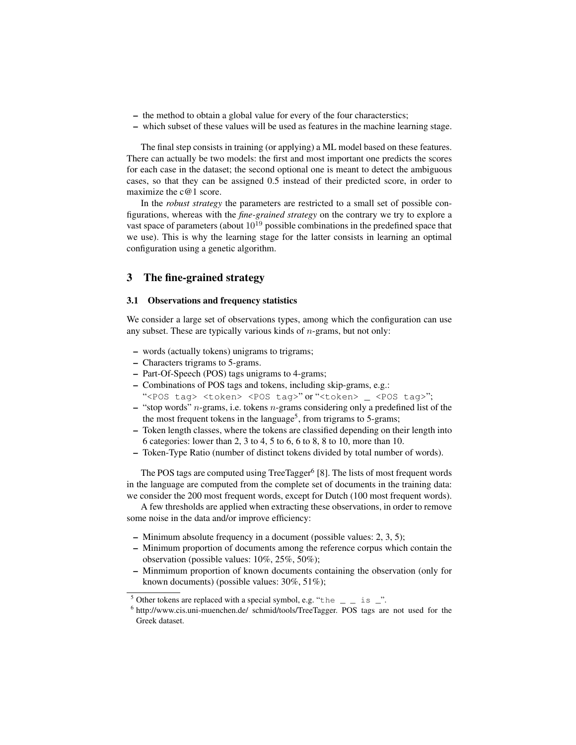- the method to obtain a global value for every of the four characterstics;
- which subset of these values will be used as features in the machine learning stage.

The final step consists in training (or applying) a ML model based on these features. There can actually be two models: the first and most important one predicts the scores for each case in the dataset; the second optional one is meant to detect the ambiguous cases, so that they can be assigned 0.5 instead of their predicted score, in order to maximize the c@1 score.

In the *robust strategy* the parameters are restricted to a small set of possible configurations, whereas with the *fine-grained strategy* on the contrary we try to explore a vast space of parameters (about $10^{19}$ possible combinations in the predefined space that we use). This is why the learning stage for the latter consists in learning an optimal configuration using a genetic algorithm.

## 3 The fine-grained strategy

### 3.1 Observations and frequency statistics

We consider a large set of observations types, among which the configuration can use any subset. These are typically various kinds of $n$-grams, but not only:

- words (actually tokens) unigrams to trigrams;
- Characters trigrams to 5-grams.
- Part-Of-Speech (POS) tags unigrams to 4-grams;
- Combinations of POS tags and tokens, including skip-grams, e.g.: "`<POS tag> <token> <POS tag>`" or "`<token> _ <POS tag>`";
- "stop words" $n$-grams, i.e. tokens $n$-grams considering only a predefined list of the the most frequent tokens in the language[5], from trigrams to 5-grams;
- Token length classes, where the tokens are classified depending on their length into 6 categories: lower than 2, 3 to 4, 5 to 6, 6 to 8, 8 to 10, more than 10.
- Token-Type Ratio (number of distinct tokens divided by total number of words).

The POS tags are computed using TreeTagger[6] [8]. The lists of most frequent words in the language are computed from the complete set of documents in the training data: we consider the 200 most frequent words, except for Dutch (100 most frequent words).

A few thresholds are applied when extracting these observations, in order to remove some noise in the data and/or improve efficiency:

- Minimum absolute frequency in a document (possible values: 2, 3, 5);
- Minimum proportion of documents among the reference corpus which contain the observation (possible values: 10%, 25%, 50%);
- Minmimum proportion of known documents containing the observation (only for known documents) (possible values: 30%, 51%);

[5] Other tokens are replaced with a special symbol, e.g. "`the _ _ is _`".

[6] http://www.cis.uni-muenchen.de/ schmid/tools/TreeTagger. POS tags are not used for the Greek dataset.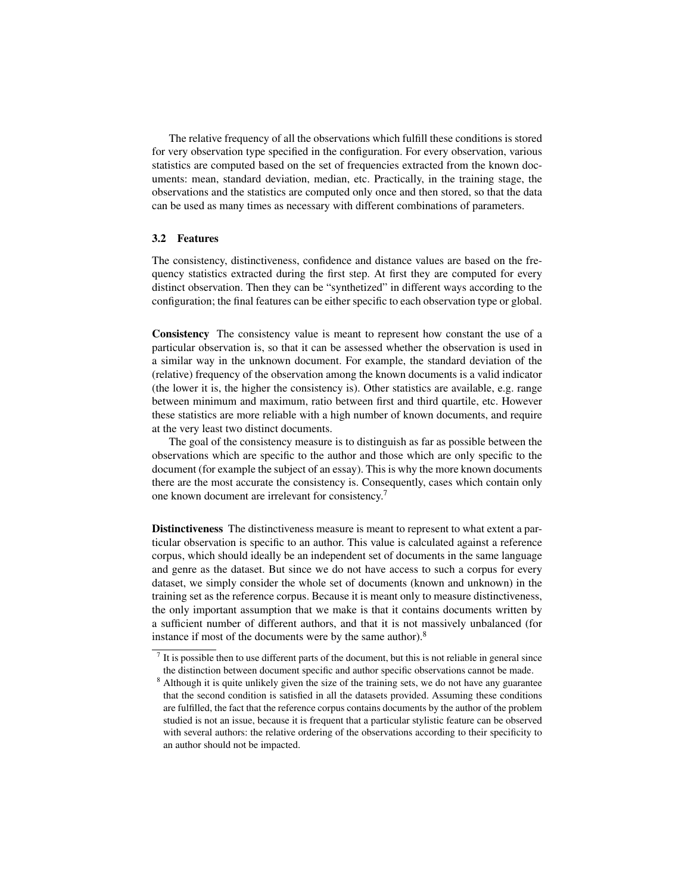The relative frequency of all the observations which fulfill these conditions is stored for very observation type specified in the configuration. For every observation, various statistics are computed based on the set of frequencies extracted from the known documents: mean, standard deviation, median, etc. Practically, in the training stage, the observations and the statistics are computed only once and then stored, so that the data can be used as many times as necessary with different combinations of parameters.

### 3.2 Features

The consistency, distinctiveness, confidence and distance values are based on the frequency statistics extracted during the first step. At first they are computed for every distinct observation. Then they can be "synthetized" in different ways according to the configuration; the final features can be either specific to each observation type or global.

**Consistency** The consistency value is meant to represent how constant the use of a particular observation is, so that it can be assessed whether the observation is used in a similar way in the unknown document. For example, the standard deviation of the (relative) frequency of the observation among the known documents is a valid indicator (the lower it is, the higher the consistency is). Other statistics are available, e.g. range between minimum and maximum, ratio between first and third quartile, etc. However these statistics are more reliable with a high number of known documents, and require at the very least two distinct documents.

The goal of the consistency measure is to distinguish as far as possible between the observations which are specific to the author and those which are only specific to the document (for example the subject of an essay). This is why the more known documents there are the most accurate the consistency is. Consequently, cases which contain only one known document are irrelevant for consistency.[7]

**Distinctiveness** The distinctiveness measure is meant to represent to what extent a particular observation is specific to an author. This value is calculated against a reference corpus, which should ideally be an independent set of documents in the same language and genre as the dataset. But since we do not have access to such a corpus for every dataset, we simply consider the whole set of documents (known and unknown) in the training set as the reference corpus. Because it is meant only to measure distinctiveness, the only important assumption that we make is that it contains documents written by a sufficient number of different authors, and that it is not massively unbalanced (for instance if most of the documents were by the same author).[8]

[7] It is possible then to use different parts of the document, but this is not reliable in general since the distinction between document specific and author specific observations cannot be made.

[8] Although it is quite unlikely given the size of the training sets, we do not have any guarantee that the second condition is satisfied in all the datasets provided. Assuming these conditions are fulfilled, the fact that the reference corpus contains documents by the author of the problem studied is not an issue, because it is frequent that a particular stylistic feature can be observed with several authors: the relative ordering of the observations according to their specificity to an author should not be impacted.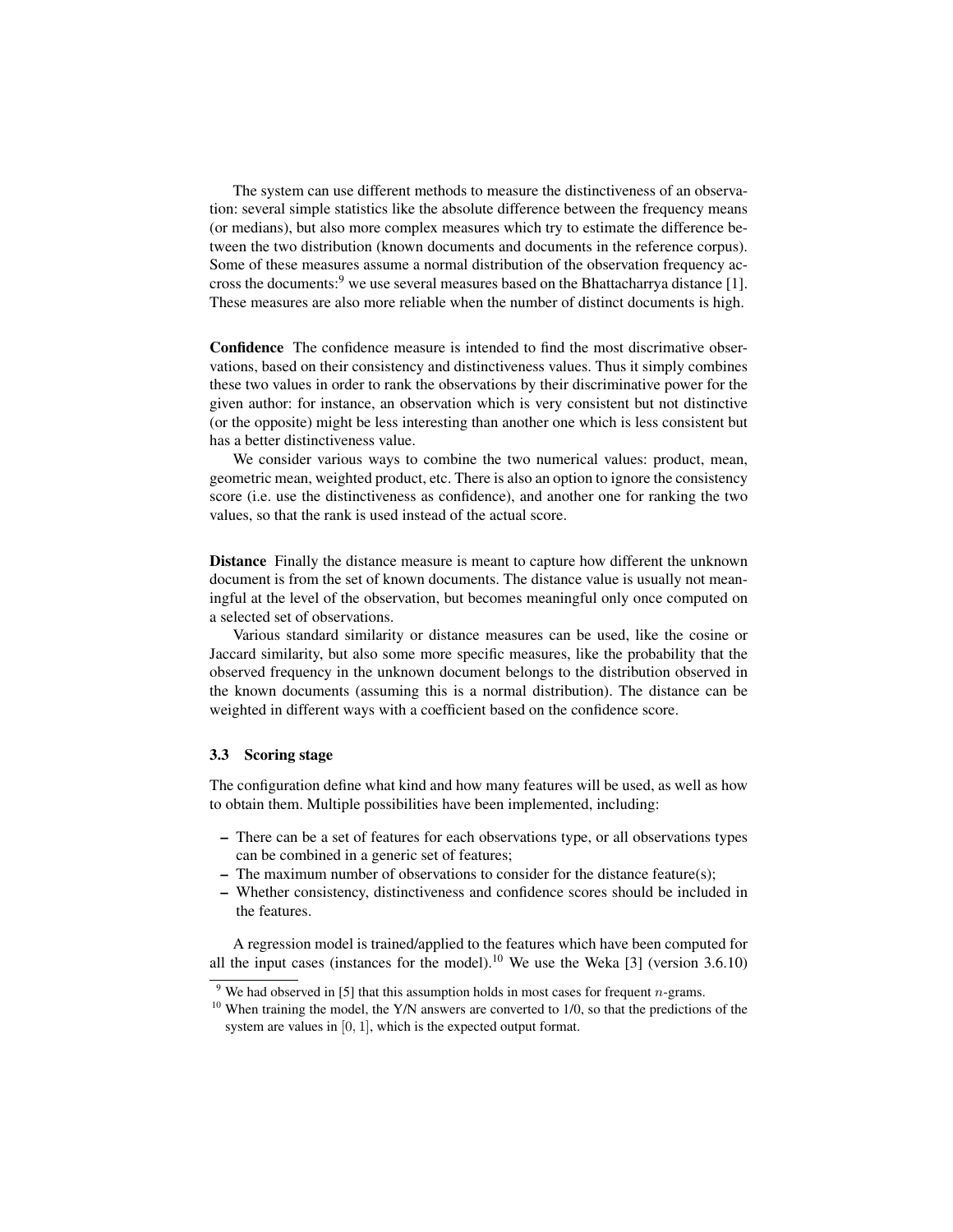The system can use different methods to measure the distinctiveness of an observation: several simple statistics like the absolute difference between the frequency means (or medians), but also more complex measures which try to estimate the difference between the two distribution (known documents and documents in the reference corpus). Some of these measures assume a normal distribution of the observation frequency accross the documents:[9] we use several measures based on the Bhattacharrya distance [1]. These measures are also more reliable when the number of distinct documents is high.

**Confidence** The confidence measure is intended to find the most discrimative observations, based on their consistency and distinctiveness values. Thus it simply combines these two values in order to rank the observations by their discriminative power for the given author: for instance, an observation which is very consistent but not distinctive (or the opposite) might be less interesting than another one which is less consistent but has a better distinctiveness value.

We consider various ways to combine the two numerical values: product, mean, geometric mean, weighted product, etc. There is also an option to ignore the consistency score (i.e. use the distinctiveness as confidence), and another one for ranking the two values, so that the rank is used instead of the actual score.

**Distance** Finally the distance measure is meant to capture how different the unknown document is from the set of known documents. The distance value is usually not meaningful at the level of the observation, but becomes meaningful only once computed on a selected set of observations.

Various standard similarity or distance measures can be used, like the cosine or Jaccard similarity, but also some more specific measures, like the probability that the observed frequency in the unknown document belongs to the distribution observed in the known documents (assuming this is a normal distribution). The distance can be weighted in different ways with a coefficient based on the confidence score.

### 3.3 Scoring stage

The configuration define what kind and how many features will be used, as well as how to obtain them. Multiple possibilities have been implemented, including:

- There can be a set of features for each observations type, or all observations types can be combined in a generic set of features;
- The maximum number of observations to consider for the distance feature(s);
- Whether consistency, distinctiveness and confidence scores should be included in the features.

A regression model is trained/applied to the features which have been computed for all the input cases (instances for the model).[10] We use the Weka [3] (version 3.6.10)

[9] We had observed in [5] that this assumption holds in most cases for frequent $n$-grams.

[10] When training the model, the Y/N answers are converted to 1/0, so that the predictions of the system are values in $[0, 1]$, which is the expected output format.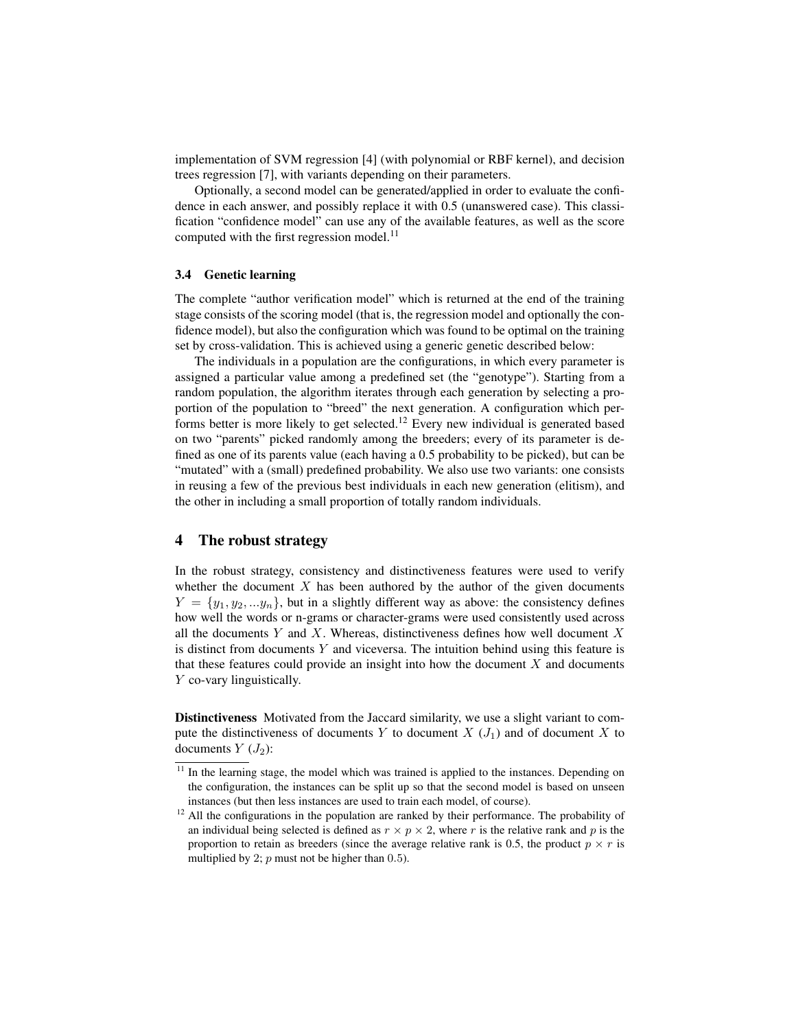implementation of SVM regression [4] (with polynomial or RBF kernel), and decision trees regression [7], with variants depending on their parameters.

Optionally, a second model can be generated/applied in order to evaluate the confidence in each answer, and possibly replace it with 0.5 (unanswered case). This classification "confidence model" can use any of the available features, as well as the score computed with the first regression model.[11]

### 3.4 Genetic learning

The complete "author verification model" which is returned at the end of the training stage consists of the scoring model (that is, the regression model and optionally the confidence model), but also the configuration which was found to be optimal on the training set by cross-validation. This is achieved using a generic genetic described below:

The individuals in a population are the configurations, in which every parameter is assigned a particular value among a predefined set (the "genotype"). Starting from a random population, the algorithm iterates through each generation by selecting a proportion of the population to "breed" the next generation. A configuration which performs better is more likely to get selected.[12] Every new individual is generated based on two "parents" picked randomly among the breeders; every of its parameter is defined as one of its parents value (each having a 0.5 probability to be picked), but can be "mutated" with a (small) predefined probability. We also use two variants: one consists in reusing a few of the previous best individuals in each new generation (elitism), and the other in including a small proportion of totally random individuals.

## 4 The robust strategy

In the robust strategy, consistency and distinctiveness features were used to verify whether the document $X$ has been authored by the author of the given documents $Y = \{y_1, y_2, ...y_n\}$, but in a slightly different way as above: the consistency defines how well the words or n-grams or character-grams were used consistently used across all the documents $Y$ and $X$. Whereas, distinctiveness defines how well document $X$ is distinct from documents $Y$ and viceversa. The intuition behind using this feature is that these features could provide an insight into how the document $X$ and documents $Y$ co-vary linguistically.

**Distinctiveness** Motivated from the Jaccard similarity, we use a slight variant to compute the distinctiveness of documents $Y$ to document $X$ ($J_1$) and of document $X$ to documents $Y$ ($J_2$):

[11] In the learning stage, the model which was trained is applied to the instances. Depending on the configuration, the instances can be split up so that the second model is based on unseen instances (but then less instances are used to train each model, of course).

[12] All the configurations in the population are ranked by their performance. The probability of an individual being selected is defined as $r \times p \times 2$, where $r$ is the relative rank and $p$ is the proportion to retain as breeders (since the average relative rank is 0.5, the product $p \times r$ is multiplied by 2; $p$ must not be higher than 0.5).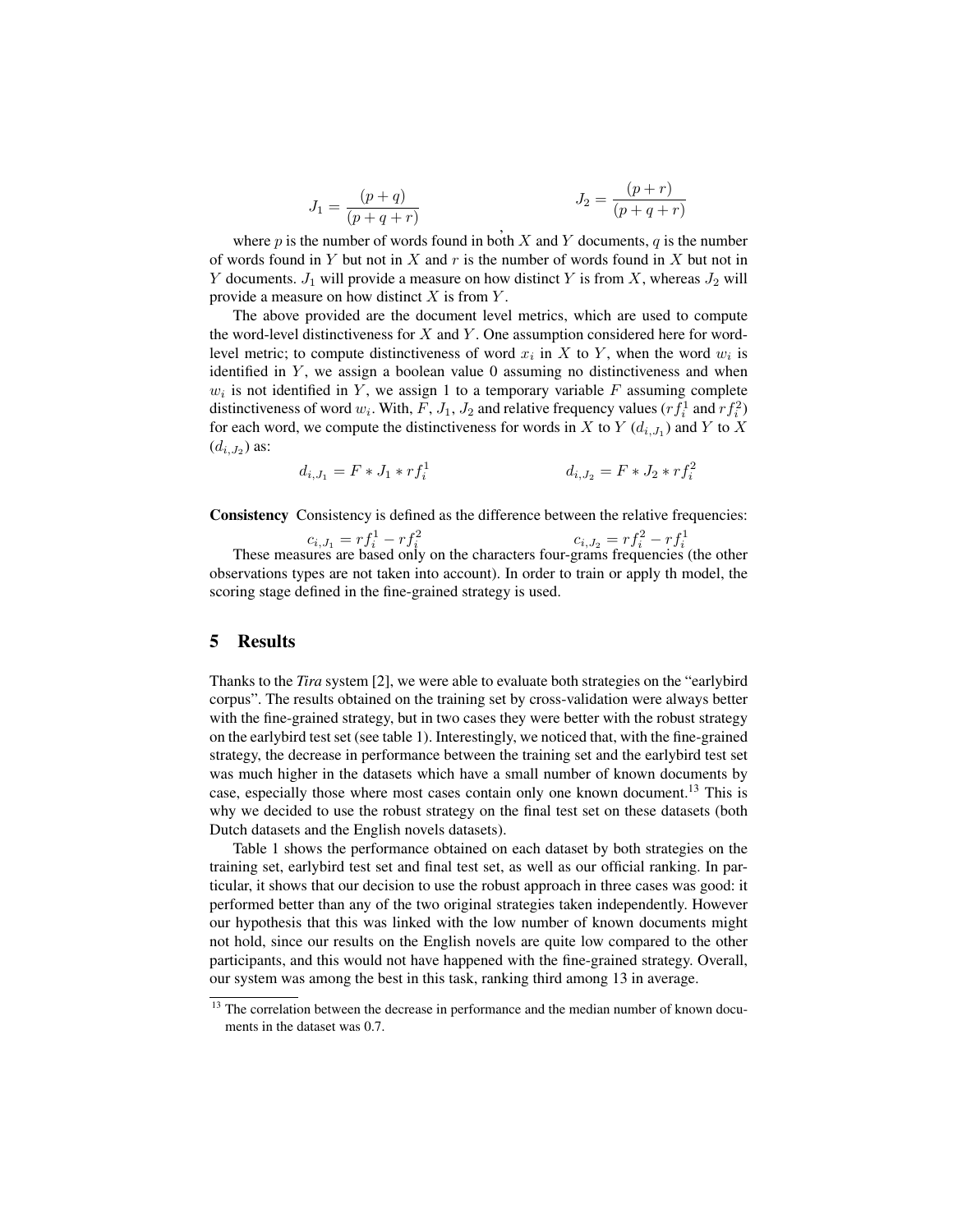$$J_1 = \frac{(p+q)}{(p+q+r)} \qquad J_2 = \frac{(p+r)}{(p+q+r)}$$

where $p$ is the number of words found in both $X$ and $Y$ documents, $q$ is the number of words found in $Y$ but not in $X$ and $r$ is the number of words found in $X$ but not in $Y$ documents. $J_1$ will provide a measure on how distinct $Y$ is from $X$, whereas $J_2$ will provide a measure on how distinct $X$ is from $Y$.

The above provided are the document level metrics, which are used to compute the word-level distinctiveness for $X$ and $Y$. One assumption considered here for word-level metric; to compute distinctiveness of word $x_i$ in $X$ to $Y$, when the word $w_i$ is identified in $Y$, we assign a boolean value 0 assuming no distinctiveness and when $w_i$ is not identified in $Y$, we assign 1 to a temporary variable $F$ assuming complete distinctiveness of word $w_i$. With, $F$, $J_1$, $J_2$ and relative frequency values ($rf_i^1$ and $rf_i^2$) for each word, we compute the distinctiveness for words in $X$ to $Y$ ($d_{i,J_1}$) and $Y$ to $X$ ($d_{i,J_2}$) as:

$$d_{i,J_1} = F * J_1 * rf_i^1 \qquad d_{i,J_2} = F * J_2 * rf_i^2$$

**Consistency** Consistency is defined as the difference between the relative frequencies:

$$c_{i,J_1} = rf_i^1 - rf_i^2 \qquad c_{i,J_2} = rf_i^2 - rf_i^1$$

These measures are based only on the characters four-grams frequencies (the other observations types are not taken into account). In order to train or apply th model, the scoring stage defined in the fine-grained strategy is used.

## 5 Results

Thanks to the *Tira* system [2], we were able to evaluate both strategies on the "earlybird corpus". The results obtained on the training set by cross-validation were always better with the fine-grained strategy, but in two cases they were better with the robust strategy on the earlybird test set (see table 1). Interestingly, we noticed that, with the fine-grained strategy, the decrease in performance between the training set and the earlybird test set was much higher in the datasets which have a small number of known documents by case, especially those where most cases contain only one known document.[13] This is why we decided to use the robust strategy on the final test set on these datasets (both Dutch datasets and the English novels datasets).

Table 1 shows the performance obtained on each dataset by both strategies on the training set, earlybird test set and final test set, as well as our official ranking. In particular, it shows that our decision to use the robust approach in three cases was good: it performed better than any of the two original strategies taken independently. However our hypothesis that this was linked with the low number of known documents might not hold, since our results on the English novels are quite low compared to the other participants, and this would not have happened with the fine-grained strategy. Overall, our system was among the best in this task, ranking third among 13 in average.

[13] The correlation between the decrease in performance and the median number of known documents in the dataset was 0.7.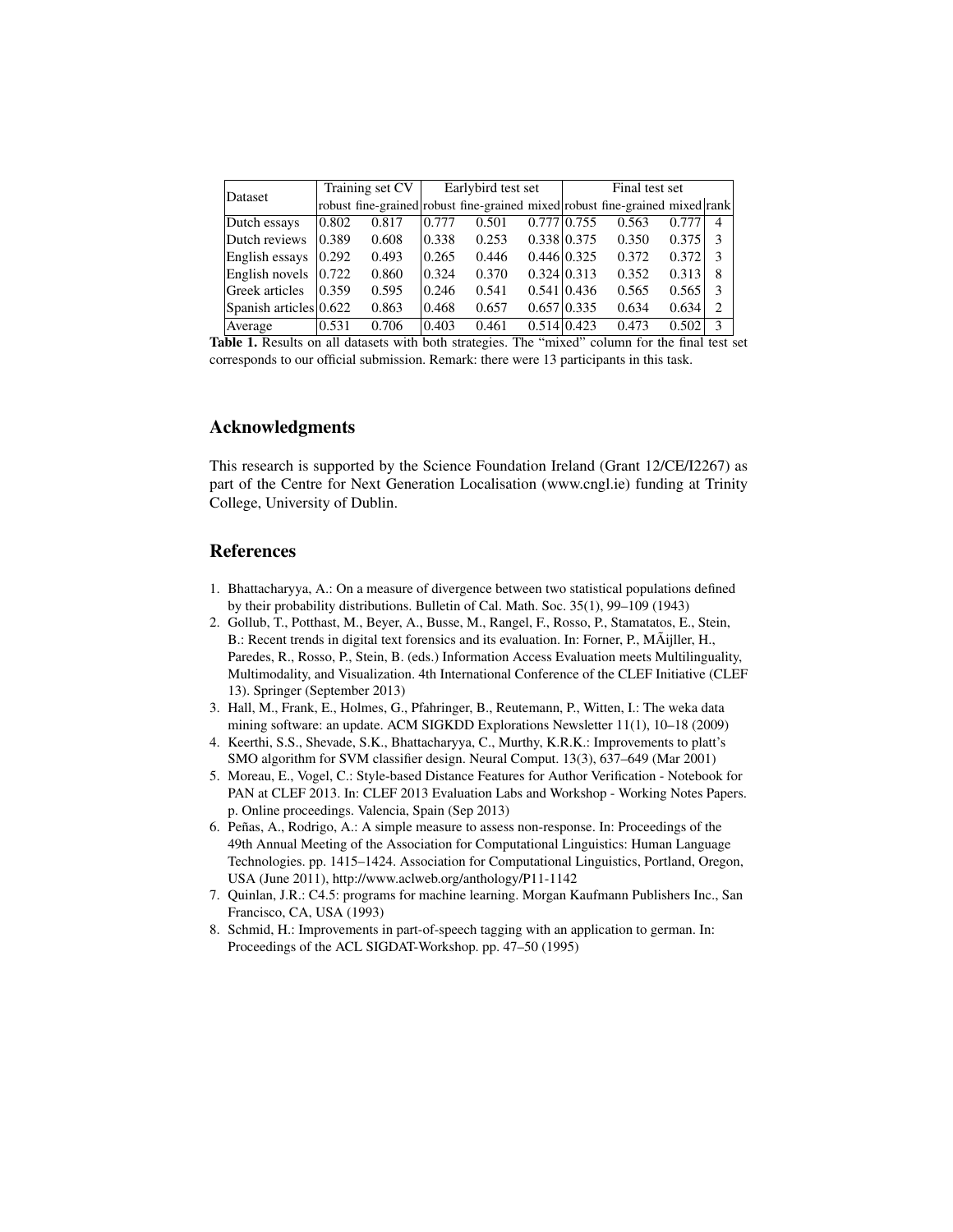| Dataset | Training set CV | | Earlybird test set | | | Final test set | | | |
|---|---|---|---|---|---|---|---|---|---|
| | robust | fine-grained | robust | fine-grained | mixed | robust | fine-grained | mixed | rank |
| Dutch essays | 0.802 | 0.817 | 0.777 | 0.501 | 0.777 | 0.755 | 0.563 | 0.777 | 4 |
| Dutch reviews | 0.389 | 0.608 | 0.338 | 0.253 | 0.338 | 0.375 | 0.350 | 0.375 | 3 |
| English essays | 0.292 | 0.493 | 0.265 | 0.446 | 0.446 | 0.325 | 0.372 | 0.372 | 3 |
| English novels | 0.722 | 0.860 | 0.324 | 0.370 | 0.324 | 0.313 | 0.352 | 0.313 | 8 |
| Greek articles | 0.359 | 0.595 | 0.246 | 0.541 | 0.541 | 0.436 | 0.565 | 0.565 | 3 |
| Spanish articles | 0.622 | 0.863 | 0.468 | 0.657 | 0.657 | 0.335 | 0.634 | 0.634 | 2 |
| Average | 0.531 | 0.706 | 0.403 | 0.461 | 0.514 | 0.423 | 0.473 | 0.502 | 3 |

**Table 1.** Results on all datasets with both strategies. The "mixed" column for the final test set corresponds to our official submission. Remark: there were 13 participants in this task.

## Acknowledgments

This research is supported by the Science Foundation Ireland (Grant 12/CE/I2267) as part of the Centre for Next Generation Localisation (www.cngl.ie) funding at Trinity College, University of Dublin.

## References

1. Bhattacharyya, A.: On a measure of divergence between two statistical populations defined by their probability distributions. Bulletin of Cal. Math. Soc. 35(1), 99–109 (1943)
2. Gollub, T., Potthast, M., Beyer, A., Busse, M., Rangel, F., Rosso, P., Stamatatos, E., Stein, B.: Recent trends in digital text forensics and its evaluation. In: Forner, P., MÃijller, H., Paredes, R., Rosso, P., Stein, B. (eds.) Information Access Evaluation meets Multilinguality, Multimodality, and Visualization. 4th International Conference of the CLEF Initiative (CLEF 13). Springer (September 2013)
3. Hall, M., Frank, E., Holmes, G., Pfahringer, B., Reutemann, P., Witten, I.: The weka data mining software: an update. ACM SIGKDD Explorations Newsletter 11(1), 10–18 (2009)
4. Keerthi, S.S., Shevade, S.K., Bhattacharyya, C., Murthy, K.R.K.: Improvements to platt's SMO algorithm for SVM classifier design. Neural Comput. 13(3), 637–649 (Mar 2001)
5. Moreau, E., Vogel, C.: Style-based Distance Features for Author Verification - Notebook for PAN at CLEF 2013. In: CLEF 2013 Evaluation Labs and Workshop - Working Notes Papers. p. Online proceedings. Valencia, Spain (Sep 2013)
6. Peñas, A., Rodrigo, A.: A simple measure to assess non-response. In: Proceedings of the 49th Annual Meeting of the Association for Computational Linguistics: Human Language Technologies. pp. 1415–1424. Association for Computational Linguistics, Portland, Oregon, USA (June 2011), http://www.aclweb.org/anthology/P11-1142
7. Quinlan, J.R.: C4.5: programs for machine learning. Morgan Kaufmann Publishers Inc., San Francisco, CA, USA (1993)
8. Schmid, H.: Improvements in part-of-speech tagging with an application to german. In: Proceedings of the ACL SIGDAT-Workshop. pp. 47–50 (1995)